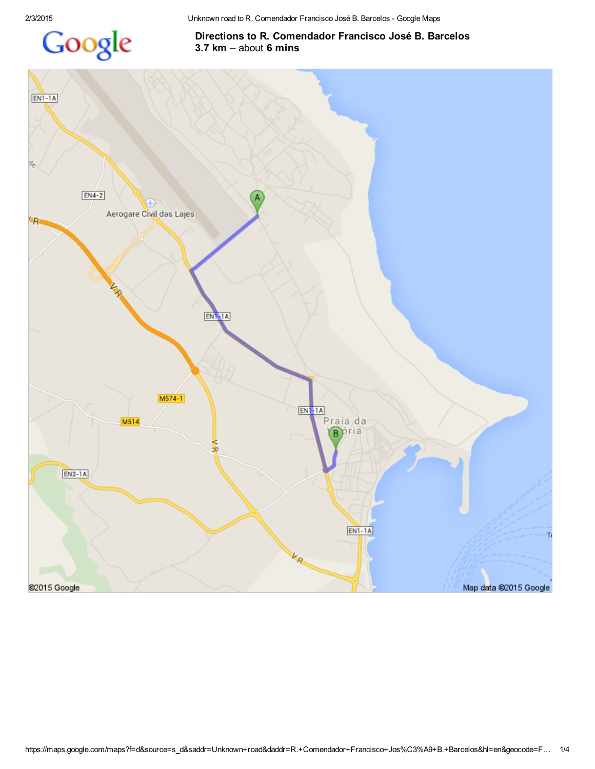# Directions to R. Comendador Francisco José B. Barcelos

**3.7 km** – about **6 mins**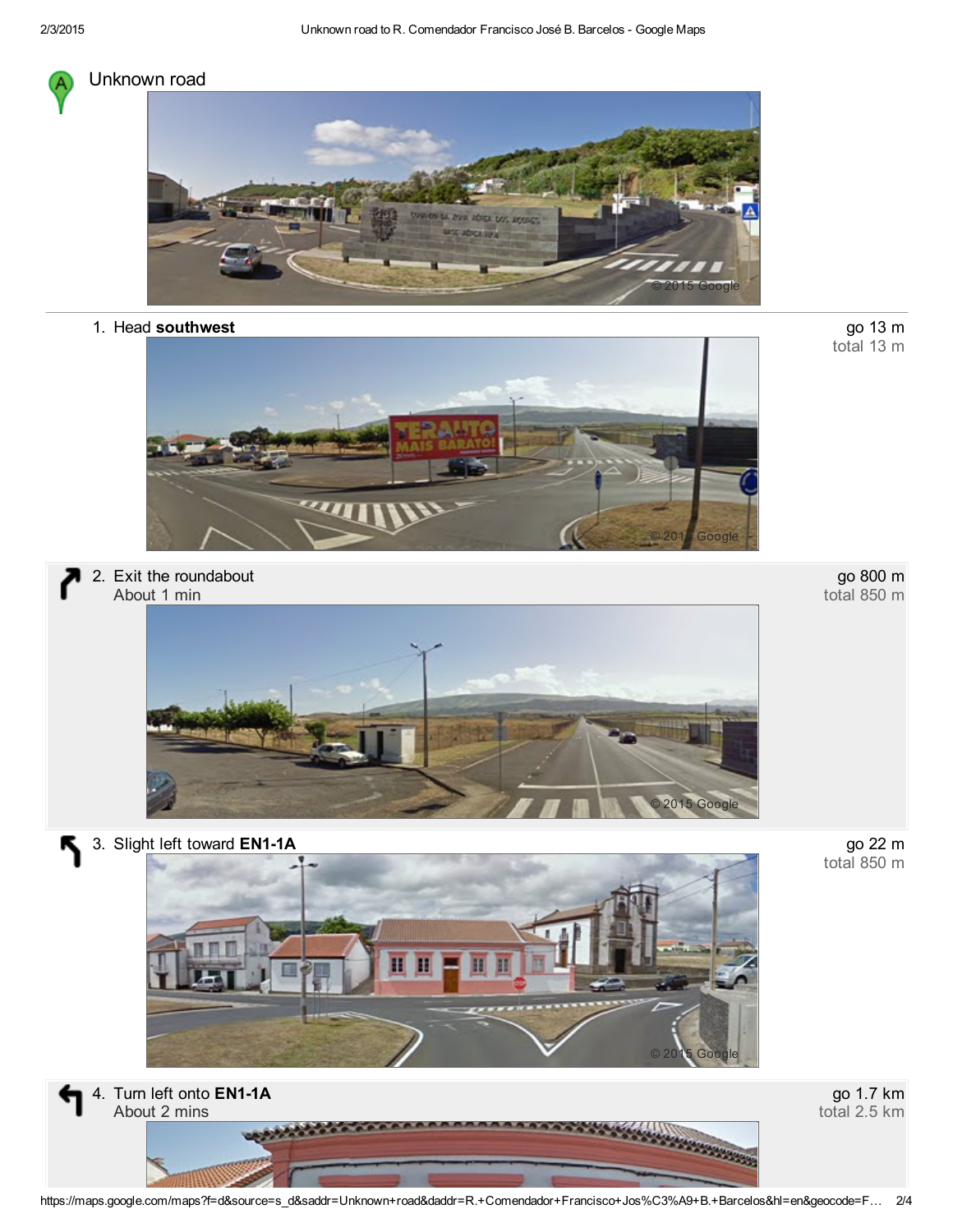Unknown road

1. Head **southwest**

go 13 m
total 13 m

2. Exit the roundabout
About 1 min

go 800 m
total 850 m

3. Slight left toward **EN1-1A**

go 22 m
total 850 m

4. Turn left onto **EN1-1A**
About 2 mins

go 1.7 km
total 2.5 km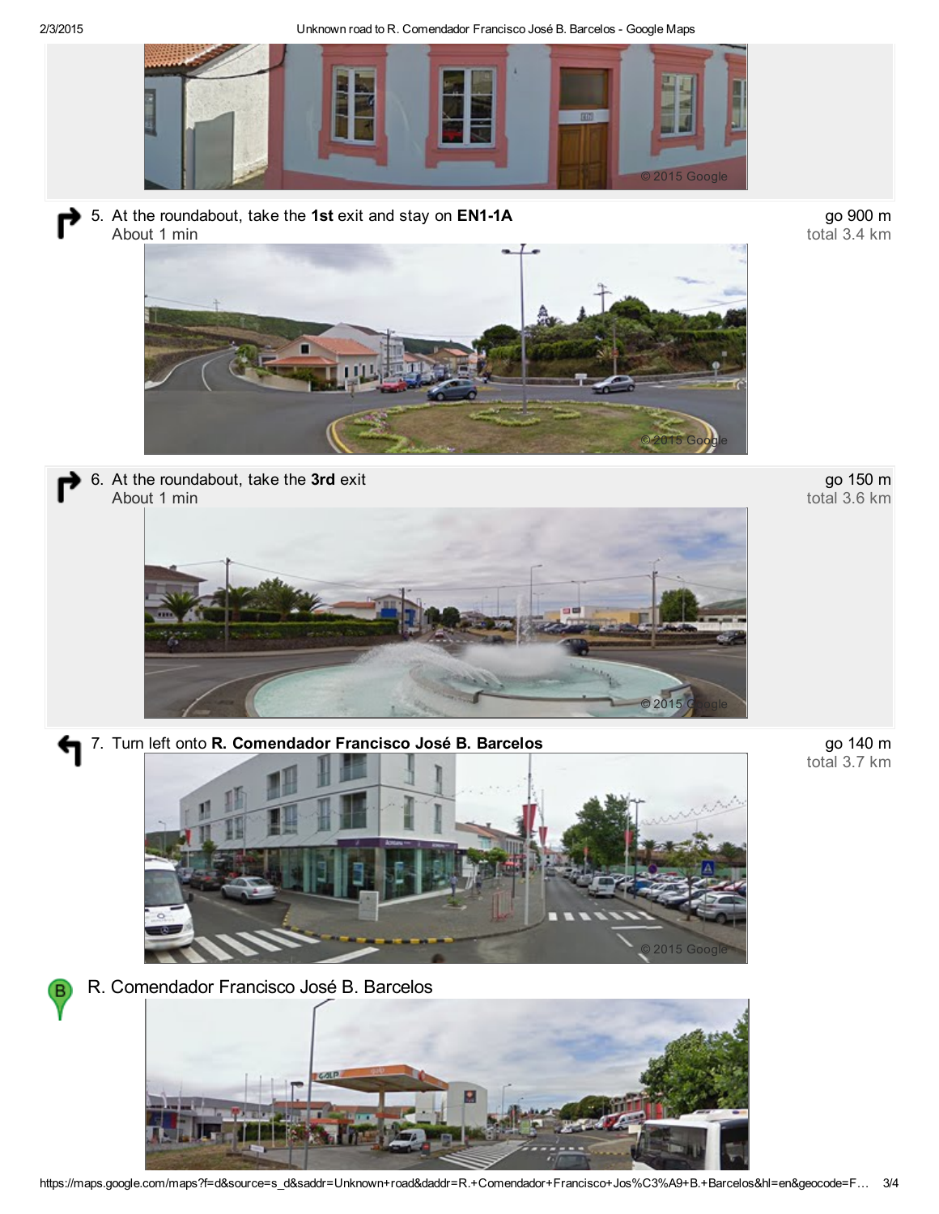5. At the roundabout, take the **1st** exit and stay on **EN1-1A**
   About 1 min

   go 900 m
   total 3.4 km

6. At the roundabout, take the **3rd** exit
   About 1 min

   go 150 m
   total 3.6 km

7. Turn left onto **R. Comendador Francisco José B. Barcelos**

   go 140 m
   total 3.7 km

R. Comendador Francisco José B. Barcelos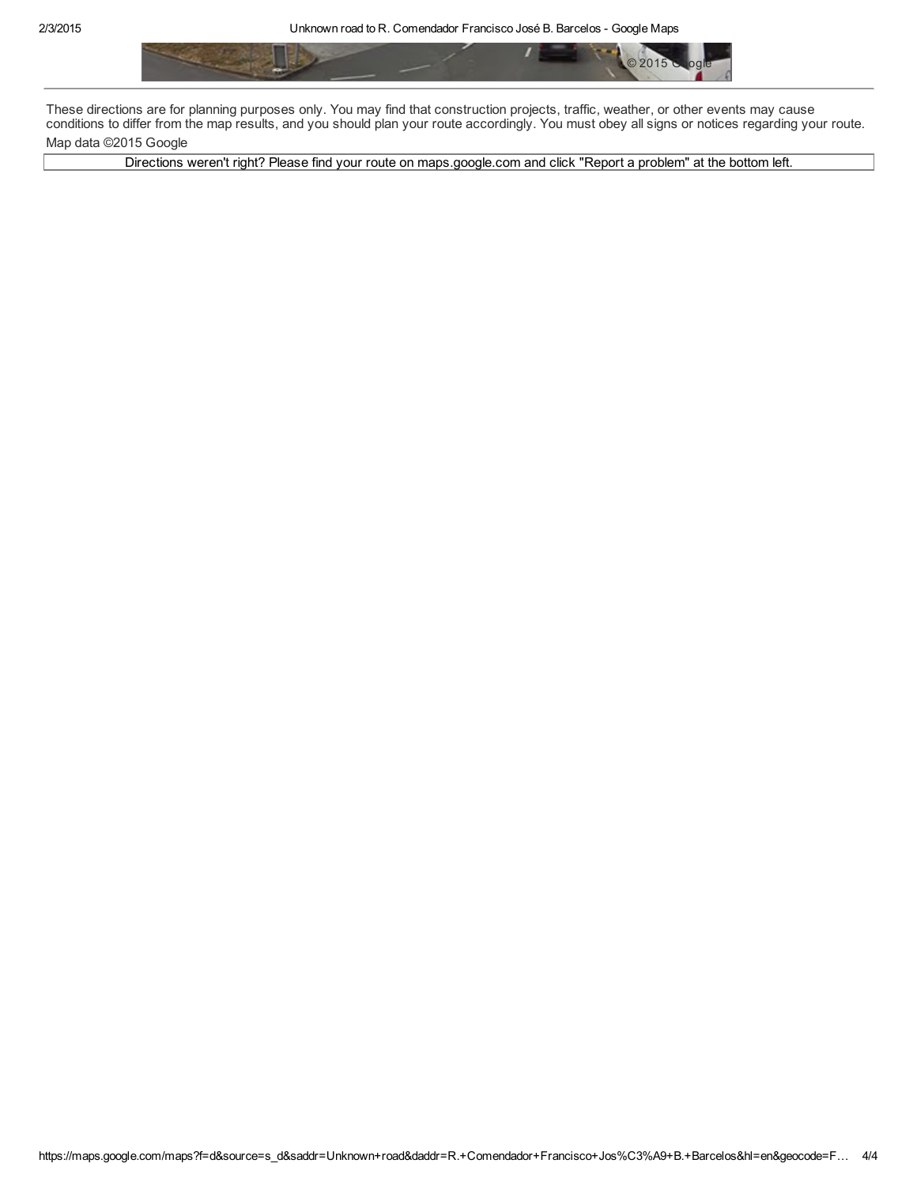These directions are for planning purposes only. You may find that construction projects, traffic, weather, or other events may cause conditions to differ from the map results, and you should plan your route accordingly. You must obey all signs or notices regarding your route.

Map data ©2015 Google

Directions weren't right? Please find your route on maps.google.com and click "Report a problem" at the bottom left.